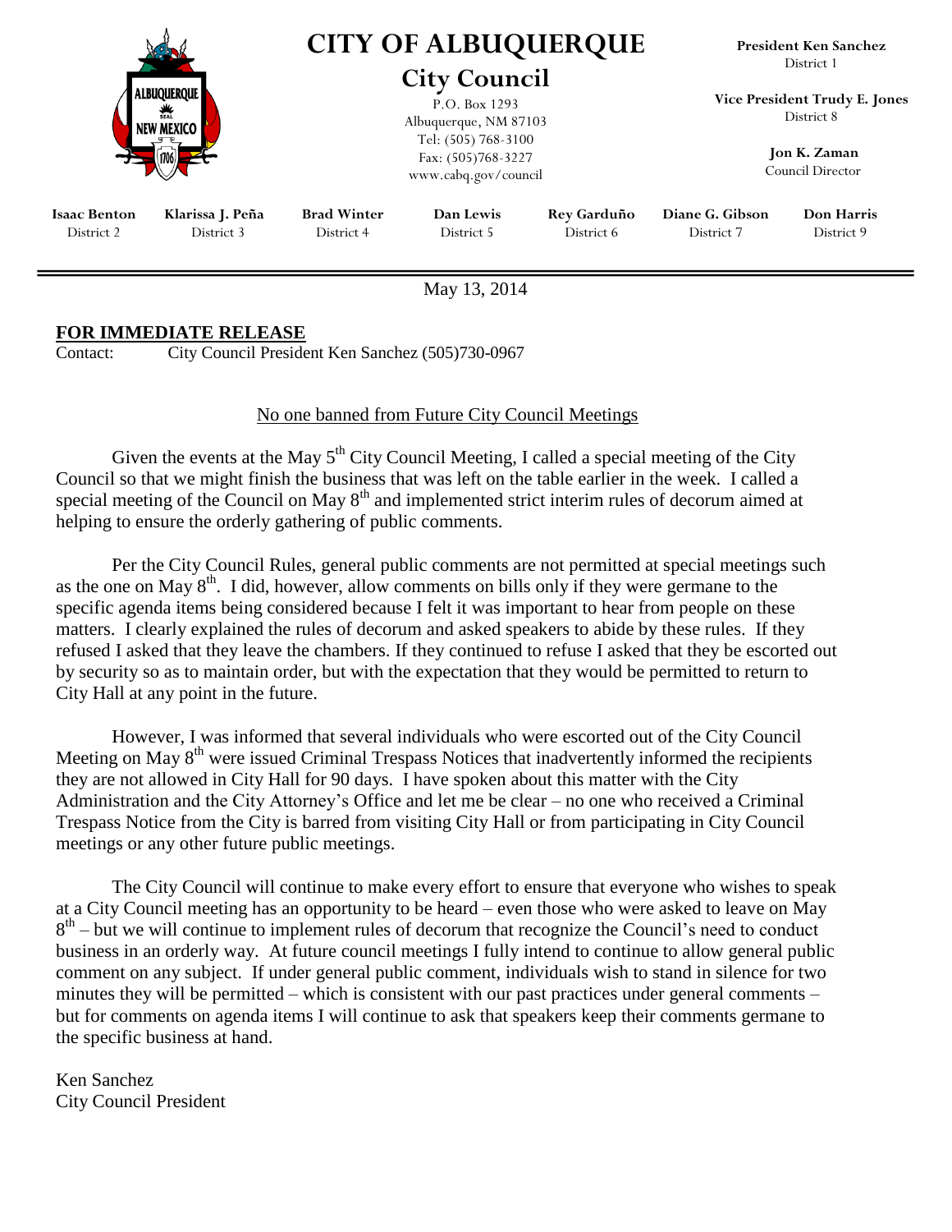# CITY OF ALBUQUERQUE

## City Council

P.O. Box 1293
Albuquerque, NM 87103
Tel: (505) 768-3100
Fax: (505)768-3227
www.cabq.gov/council

**President Ken Sanchez**
District 1

**Vice President Trudy E. Jones**
District 8

**Jon K. Zaman**
Council Director

| **Isaac Benton** | **Klarissa J. Peña** | **Brad Winter** | **Dan Lewis** | **Rey Garduño** | **Diane G. Gibson** | **Don Harris** |
|---|---|---|---|---|---|---|
| District 2 | District 3 | District 4 | District 5 | District 6 | District 7 | District 9 |

---

May 13, 2014

**FOR IMMEDIATE RELEASE**
Contact: City Council President Ken Sanchez (505)730-0967

No one banned from Future City Council Meetings

Given the events at the May 5th City Council Meeting, I called a special meeting of the City Council so that we might finish the business that was left on the table earlier in the week. I called a special meeting of the Council on May 8th and implemented strict interim rules of decorum aimed at helping to ensure the orderly gathering of public comments.

Per the City Council Rules, general public comments are not permitted at special meetings such as the one on May 8th. I did, however, allow comments on bills only if they were germane to the specific agenda items being considered because I felt it was important to hear from people on these matters. I clearly explained the rules of decorum and asked speakers to abide by these rules. If they refused I asked that they leave the chambers. If they continued to refuse I asked that they be escorted out by security so as to maintain order, but with the expectation that they would be permitted to return to City Hall at any point in the future.

However, I was informed that several individuals who were escorted out of the City Council Meeting on May 8th were issued Criminal Trespass Notices that inadvertently informed the recipients they are not allowed in City Hall for 90 days. I have spoken about this matter with the City Administration and the City Attorney's Office and let me be clear – no one who received a Criminal Trespass Notice from the City is barred from visiting City Hall or from participating in City Council meetings or any other future public meetings.

The City Council will continue to make every effort to ensure that everyone who wishes to speak at a City Council meeting has an opportunity to be heard – even those who were asked to leave on May 8th – but we will continue to implement rules of decorum that recognize the Council's need to conduct business in an orderly way. At future council meetings I fully intend to continue to allow general public comment on any subject. If under general public comment, individuals wish to stand in silence for two minutes they will be permitted – which is consistent with our past practices under general comments – but for comments on agenda items I will continue to ask that speakers keep their comments germane to the specific business at hand.

Ken Sanchez
City Council President